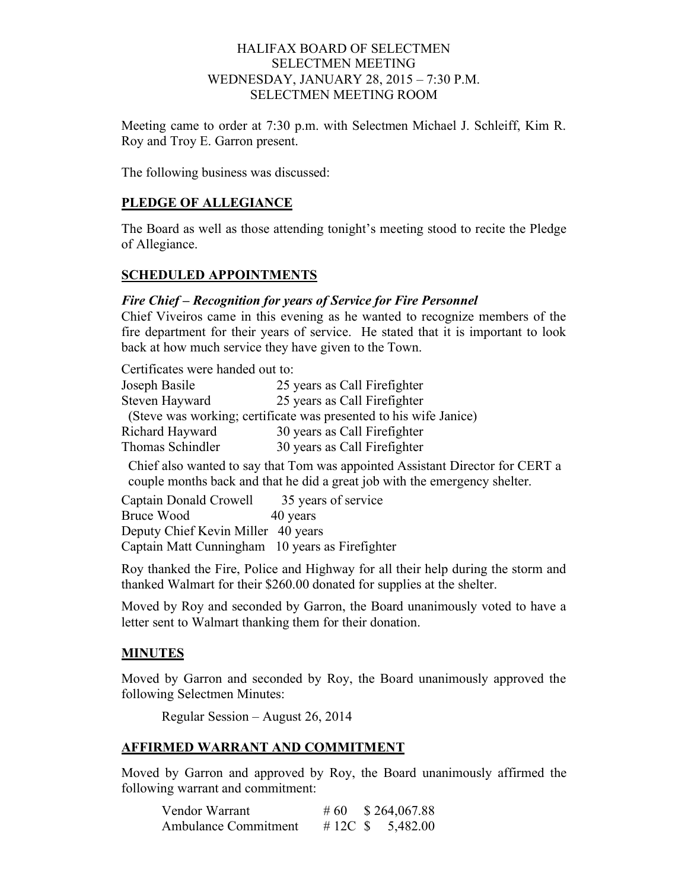HALIFAX BOARD OF SELECTMEN
SELECTMEN MEETING
WEDNESDAY, JANUARY 28, 2015 – 7:30 P.M.
SELECTMEN MEETING ROOM

Meeting came to order at 7:30 p.m. with Selectmen Michael J. Schleiff, Kim R. Roy and Troy E. Garron present.

The following business was discussed:

## PLEDGE OF ALLEGIANCE

The Board as well as those attending tonight's meeting stood to recite the Pledge of Allegiance.

## SCHEDULED APPOINTMENTS

### *Fire Chief – Recognition for years of Service for Fire Personnel*

Chief Viveiros came in this evening as he wanted to recognize members of the fire department for their years of service. He stated that it is important to look back at how much service they have given to the Town.

Certificates were handed out to:

Joseph Basile 25 years as Call Firefighter
Steven Hayward 25 years as Call Firefighter
(Steve was working; certificate was presented to his wife Janice)
Richard Hayward 30 years as Call Firefighter
Thomas Schindler 30 years as Call Firefighter

Chief also wanted to say that Tom was appointed Assistant Director for CERT a couple months back and that he did a great job with the emergency shelter.

Captain Donald Crowell 35 years of service
Bruce Wood 40 years
Deputy Chief Kevin Miller 40 years
Captain Matt Cunningham 10 years as Firefighter

Roy thanked the Fire, Police and Highway for all their help during the storm and thanked Walmart for their $260.00 donated for supplies at the shelter.

Moved by Roy and seconded by Garron, the Board unanimously voted to have a letter sent to Walmart thanking them for their donation.

## MINUTES

Moved by Garron and seconded by Roy, the Board unanimously approved the following Selectmen Minutes:

Regular Session – August 26, 2014

## AFFIRMED WARRANT AND COMMITMENT

Moved by Garron and approved by Roy, the Board unanimously affirmed the following warrant and commitment:

| | | |
|---|---|---|
| Vendor Warrant | # 60 | $ 264,067.88 |
| Ambulance Commitment | # 12C | $ 5,482.00 |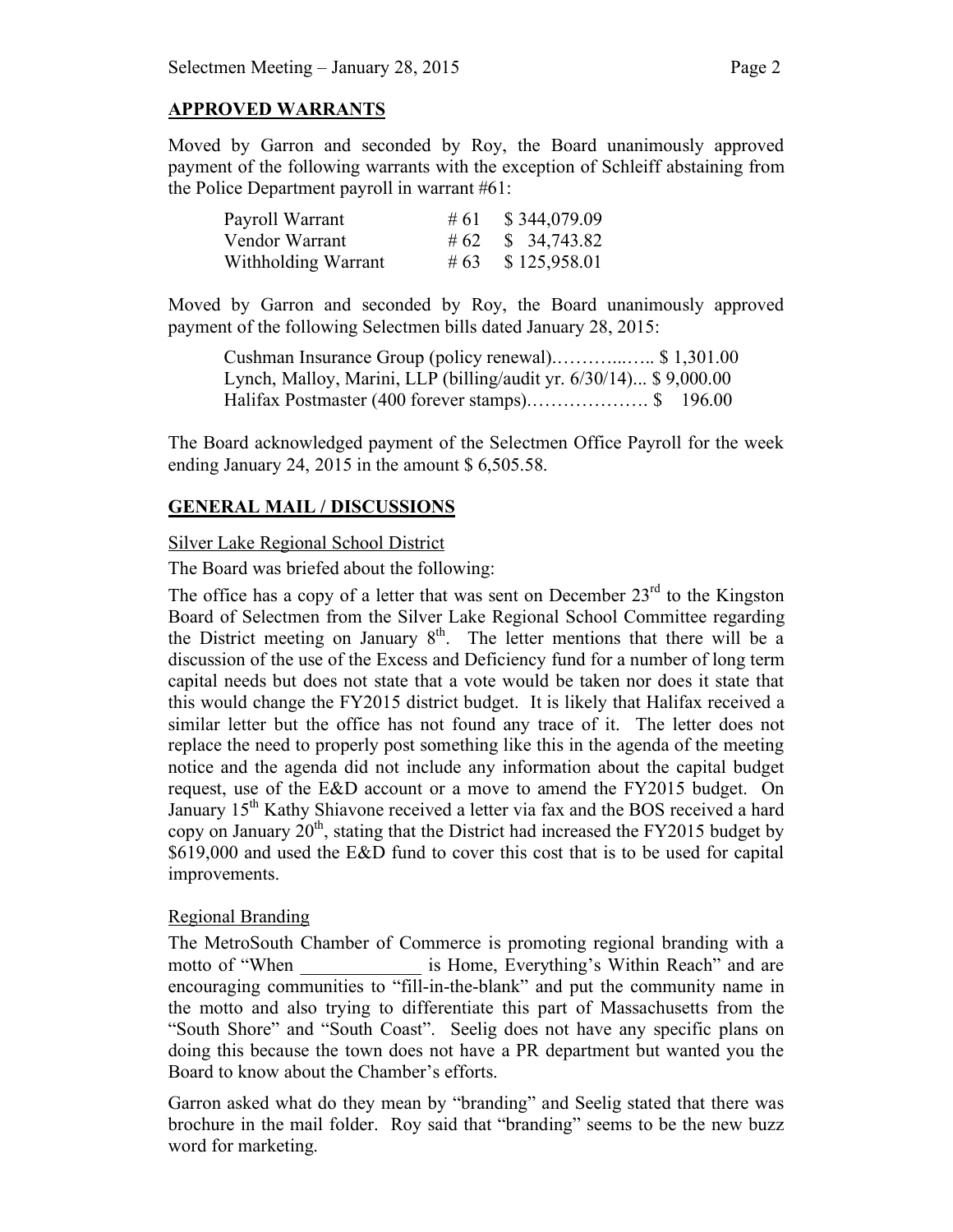## APPROVED WARRANTS

Moved by Garron and seconded by Roy, the Board unanimously approved payment of the following warrants with the exception of Schleiff abstaining from the Police Department payroll in warrant #61:

| | | |
|---|---|---|
| Payroll Warrant | # 61 | $ 344,079.09 |
| Vendor Warrant | # 62 | $ 34,743.82 |
| Withholding Warrant | # 63 | $ 125,958.01 |

Moved by Garron and seconded by Roy, the Board unanimously approved payment of the following Selectmen bills dated January 28, 2015:

Cushman Insurance Group (policy renewal).………..….. $ 1,301.00
Lynch, Malloy, Marini, LLP (billing/audit yr. 6/30/14)... $ 9,000.00
Halifax Postmaster (400 forever stamps).………………. $ 196.00

The Board acknowledged payment of the Selectmen Office Payroll for the week ending January 24, 2015 in the amount $ 6,505.58.

## GENERAL MAIL / DISCUSSIONS

Silver Lake Regional School District

The Board was briefed about the following:

The office has a copy of a letter that was sent on December 23rd to the Kingston Board of Selectmen from the Silver Lake Regional School Committee regarding the District meeting on January 8th. The letter mentions that there will be a discussion of the use of the Excess and Deficiency fund for a number of long term capital needs but does not state that a vote would be taken nor does it state that this would change the FY2015 district budget. It is likely that Halifax received a similar letter but the office has not found any trace of it. The letter does not replace the need to properly post something like this in the agenda of the meeting notice and the agenda did not include any information about the capital budget request, use of the E&D account or a move to amend the FY2015 budget. On January 15th Kathy Shiavone received a letter via fax and the BOS received a hard copy on January 20th, stating that the District had increased the FY2015 budget by $619,000 and used the E&D fund to cover this cost that is to be used for capital improvements.

Regional Branding

The MetroSouth Chamber of Commerce is promoting regional branding with a motto of "When _____________ is Home, Everything's Within Reach" and are encouraging communities to "fill-in-the-blank" and put the community name in the motto and also trying to differentiate this part of Massachusetts from the "South Shore" and "South Coast". Seelig does not have any specific plans on doing this because the town does not have a PR department but wanted you the Board to know about the Chamber's efforts.

Garron asked what do they mean by "branding" and Seelig stated that there was brochure in the mail folder. Roy said that "branding" seems to be the new buzz word for marketing.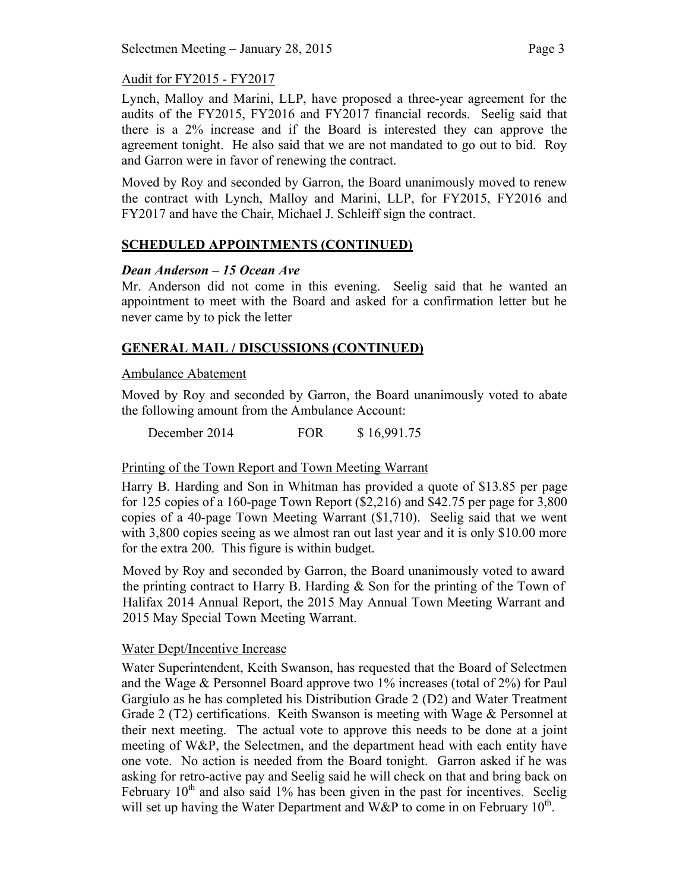Audit for FY2015 - FY2017

Lynch, Malloy and Marini, LLP, have proposed a three-year agreement for the audits of the FY2015, FY2016 and FY2017 financial records. Seelig said that there is a 2% increase and if the Board is interested they can approve the agreement tonight. He also said that we are not mandated to go out to bid. Roy and Garron were in favor of renewing the contract.

Moved by Roy and seconded by Garron, the Board unanimously moved to renew the contract with Lynch, Malloy and Marini, LLP, for FY2015, FY2016 and FY2017 and have the Chair, Michael J. Schleiff sign the contract.

## SCHEDULED APPOINTMENTS (CONTINUED)

***Dean Anderson – 15 Ocean Ave***

Mr. Anderson did not come in this evening. Seelig said that he wanted an appointment to meet with the Board and asked for a confirmation letter but he never came by to pick the letter

## GENERAL MAIL / DISCUSSIONS (CONTINUED)

Ambulance Abatement

Moved by Roy and seconded by Garron, the Board unanimously voted to abate the following amount from the Ambulance Account:

December 2014 FOR $ 16,991.75

Printing of the Town Report and Town Meeting Warrant

Harry B. Harding and Son in Whitman has provided a quote of $13.85 per page for 125 copies of a 160-page Town Report ($2,216) and $42.75 per page for 3,800 copies of a 40-page Town Meeting Warrant ($1,710). Seelig said that we went with 3,800 copies seeing as we almost ran out last year and it is only $10.00 more for the extra 200. This figure is within budget.

Moved by Roy and seconded by Garron, the Board unanimously voted to award the printing contract to Harry B. Harding & Son for the printing of the Town of Halifax 2014 Annual Report, the 2015 May Annual Town Meeting Warrant and 2015 May Special Town Meeting Warrant.

Water Dept/Incentive Increase

Water Superintendent, Keith Swanson, has requested that the Board of Selectmen and the Wage & Personnel Board approve two 1% increases (total of 2%) for Paul Gargiulo as he has completed his Distribution Grade 2 (D2) and Water Treatment Grade 2 (T2) certifications. Keith Swanson is meeting with Wage & Personnel at their next meeting. The actual vote to approve this needs to be done at a joint meeting of W&P, the Selectmen, and the department head with each entity have one vote. No action is needed from the Board tonight. Garron asked if he was asking for retro-active pay and Seelig said he will check on that and bring back on February 10th and also said 1% has been given in the past for incentives. Seelig will set up having the Water Department and W&P to come in on February 10th.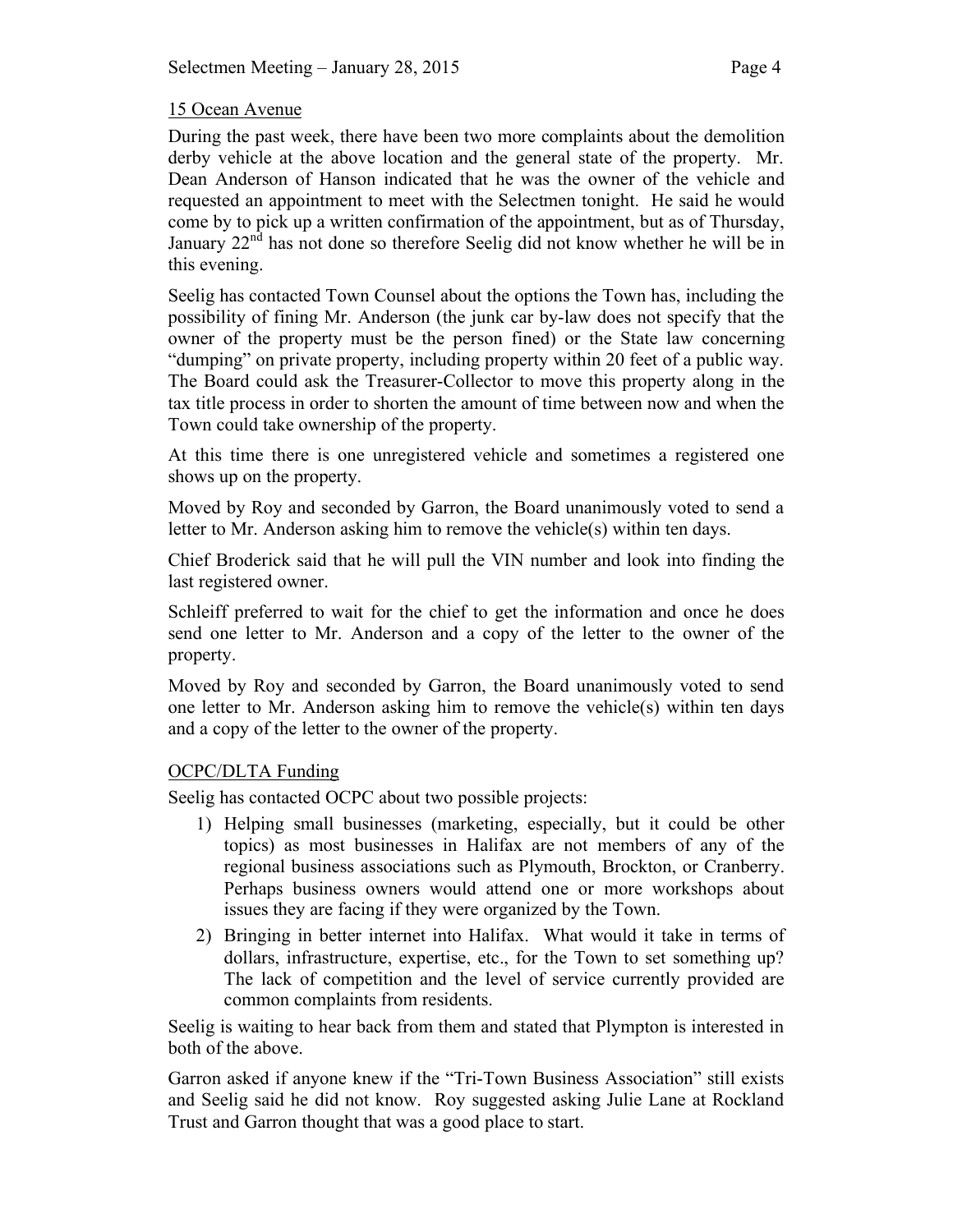15 Ocean Avenue

During the past week, there have been two more complaints about the demolition derby vehicle at the above location and the general state of the property. Mr. Dean Anderson of Hanson indicated that he was the owner of the vehicle and requested an appointment to meet with the Selectmen tonight. He said he would come by to pick up a written confirmation of the appointment, but as of Thursday, January 22nd has not done so therefore Seelig did not know whether he will be in this evening.

Seelig has contacted Town Counsel about the options the Town has, including the possibility of fining Mr. Anderson (the junk car by-law does not specify that the owner of the property must be the person fined) or the State law concerning "dumping" on private property, including property within 20 feet of a public way. The Board could ask the Treasurer-Collector to move this property along in the tax title process in order to shorten the amount of time between now and when the Town could take ownership of the property.

At this time there is one unregistered vehicle and sometimes a registered one shows up on the property.

Moved by Roy and seconded by Garron, the Board unanimously voted to send a letter to Mr. Anderson asking him to remove the vehicle(s) within ten days.

Chief Broderick said that he will pull the VIN number and look into finding the last registered owner.

Schleiff preferred to wait for the chief to get the information and once he does send one letter to Mr. Anderson and a copy of the letter to the owner of the property.

Moved by Roy and seconded by Garron, the Board unanimously voted to send one letter to Mr. Anderson asking him to remove the vehicle(s) within ten days and a copy of the letter to the owner of the property.

OCPC/DLTA Funding

Seelig has contacted OCPC about two possible projects:

1) Helping small businesses (marketing, especially, but it could be other topics) as most businesses in Halifax are not members of any of the regional business associations such as Plymouth, Brockton, or Cranberry. Perhaps business owners would attend one or more workshops about issues they are facing if they were organized by the Town.
2) Bringing in better internet into Halifax. What would it take in terms of dollars, infrastructure, expertise, etc., for the Town to set something up? The lack of competition and the level of service currently provided are common complaints from residents.

Seelig is waiting to hear back from them and stated that Plympton is interested in both of the above.

Garron asked if anyone knew if the "Tri-Town Business Association" still exists and Seelig said he did not know. Roy suggested asking Julie Lane at Rockland Trust and Garron thought that was a good place to start.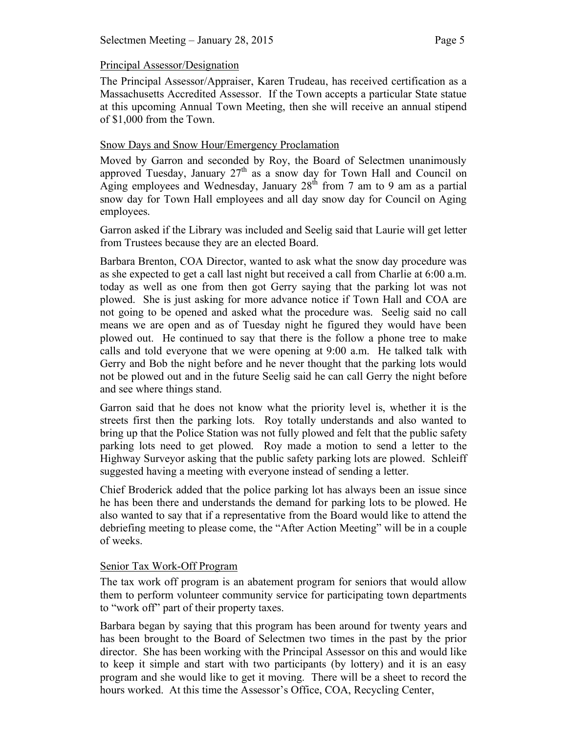## Principal Assessor/Designation

The Principal Assessor/Appraiser, Karen Trudeau, has received certification as a Massachusetts Accredited Assessor. If the Town accepts a particular State statue at this upcoming Annual Town Meeting, then she will receive an annual stipend of $1,000 from the Town.

## Snow Days and Snow Hour/Emergency Proclamation

Moved by Garron and seconded by Roy, the Board of Selectmen unanimously approved Tuesday, January 27th as a snow day for Town Hall and Council on Aging employees and Wednesday, January 28th from 7 am to 9 am as a partial snow day for Town Hall employees and all day snow day for Council on Aging employees.

Garron asked if the Library was included and Seelig said that Laurie will get letter from Trustees because they are an elected Board.

Barbara Brenton, COA Director, wanted to ask what the snow day procedure was as she expected to get a call last night but received a call from Charlie at 6:00 a.m. today as well as one from then got Gerry saying that the parking lot was not plowed. She is just asking for more advance notice if Town Hall and COA are not going to be opened and asked what the procedure was. Seelig said no call means we are open and as of Tuesday night he figured they would have been plowed out. He continued to say that there is the follow a phone tree to make calls and told everyone that we were opening at 9:00 a.m. He talked talk with Gerry and Bob the night before and he never thought that the parking lots would not be plowed out and in the future Seelig said he can call Gerry the night before and see where things stand.

Garron said that he does not know what the priority level is, whether it is the streets first then the parking lots. Roy totally understands and also wanted to bring up that the Police Station was not fully plowed and felt that the public safety parking lots need to get plowed. Roy made a motion to send a letter to the Highway Surveyor asking that the public safety parking lots are plowed. Schleiff suggested having a meeting with everyone instead of sending a letter.

Chief Broderick added that the police parking lot has always been an issue since he has been there and understands the demand for parking lots to be plowed. He also wanted to say that if a representative from the Board would like to attend the debriefing meeting to please come, the "After Action Meeting" will be in a couple of weeks.

## Senior Tax Work-Off Program

The tax work off program is an abatement program for seniors that would allow them to perform volunteer community service for participating town departments to "work off" part of their property taxes.

Barbara began by saying that this program has been around for twenty years and has been brought to the Board of Selectmen two times in the past by the prior director. She has been working with the Principal Assessor on this and would like to keep it simple and start with two participants (by lottery) and it is an easy program and she would like to get it moving. There will be a sheet to record the hours worked. At this time the Assessor's Office, COA, Recycling Center,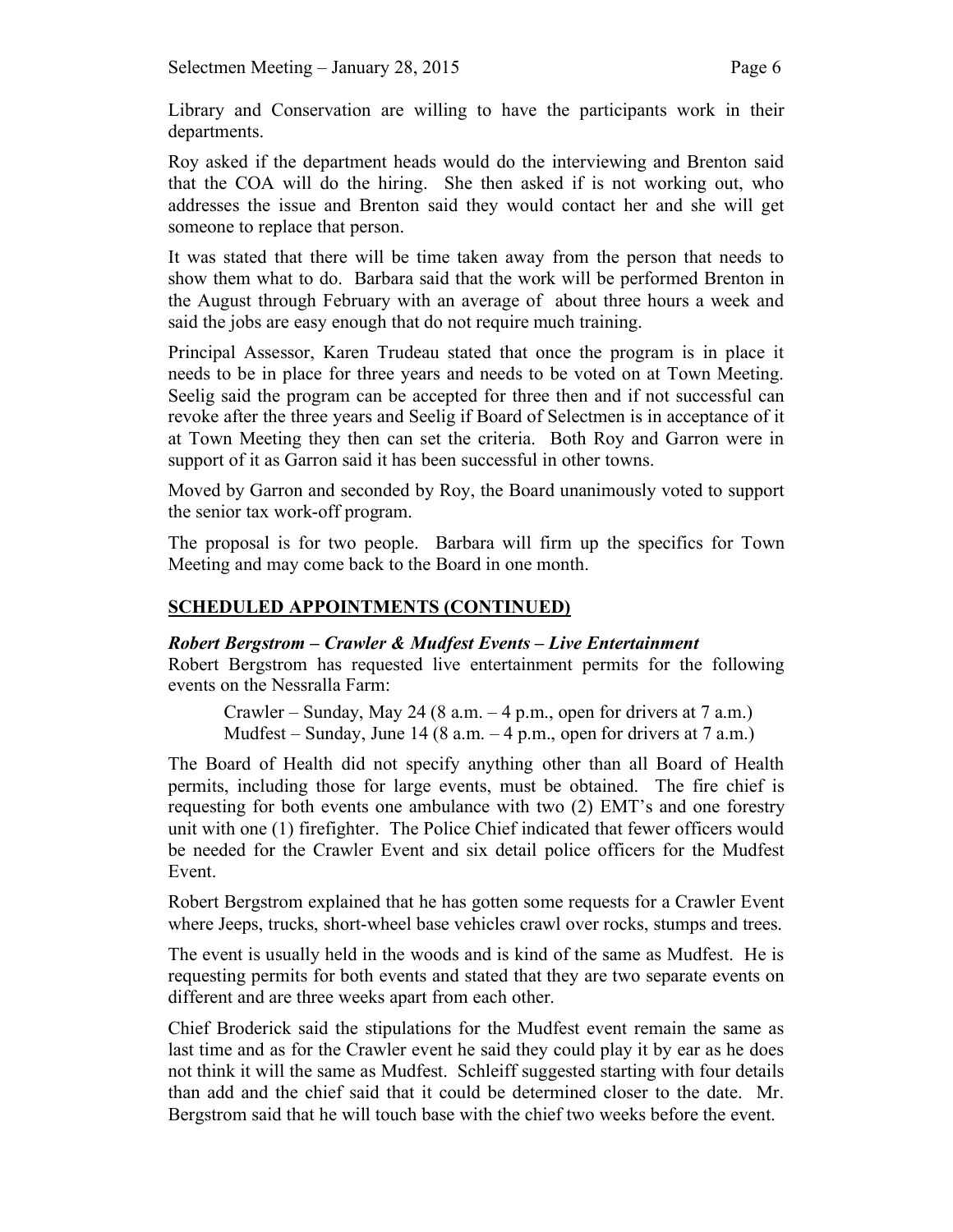Library and Conservation are willing to have the participants work in their departments.

Roy asked if the department heads would do the interviewing and Brenton said that the COA will do the hiring. She then asked if is not working out, who addresses the issue and Brenton said they would contact her and she will get someone to replace that person.

It was stated that there will be time taken away from the person that needs to show them what to do. Barbara said that the work will be performed Brenton in the August through February with an average of about three hours a week and said the jobs are easy enough that do not require much training.

Principal Assessor, Karen Trudeau stated that once the program is in place it needs to be in place for three years and needs to be voted on at Town Meeting. Seelig said the program can be accepted for three then and if not successful can revoke after the three years and Seelig if Board of Selectmen is in acceptance of it at Town Meeting they then can set the criteria. Both Roy and Garron were in support of it as Garron said it has been successful in other towns.

Moved by Garron and seconded by Roy, the Board unanimously voted to support the senior tax work-off program.

The proposal is for two people. Barbara will firm up the specifics for Town Meeting and may come back to the Board in one month.

## SCHEDULED APPOINTMENTS (CONTINUED)

***Robert Bergstrom – Crawler & Mudfest Events – Live Entertainment***

Robert Bergstrom has requested live entertainment permits for the following events on the Nessralla Farm:

Crawler – Sunday, May 24 (8 a.m. – 4 p.m., open for drivers at 7 a.m.)
Mudfest – Sunday, June 14 (8 a.m. – 4 p.m., open for drivers at 7 a.m.)

The Board of Health did not specify anything other than all Board of Health permits, including those for large events, must be obtained. The fire chief is requesting for both events one ambulance with two (2) EMT's and one forestry unit with one (1) firefighter. The Police Chief indicated that fewer officers would be needed for the Crawler Event and six detail police officers for the Mudfest Event.

Robert Bergstrom explained that he has gotten some requests for a Crawler Event where Jeeps, trucks, short-wheel base vehicles crawl over rocks, stumps and trees.

The event is usually held in the woods and is kind of the same as Mudfest. He is requesting permits for both events and stated that they are two separate events on different and are three weeks apart from each other.

Chief Broderick said the stipulations for the Mudfest event remain the same as last time and as for the Crawler event he said they could play it by ear as he does not think it will the same as Mudfest. Schleiff suggested starting with four details than add and the chief said that it could be determined closer to the date. Mr. Bergstrom said that he will touch base with the chief two weeks before the event.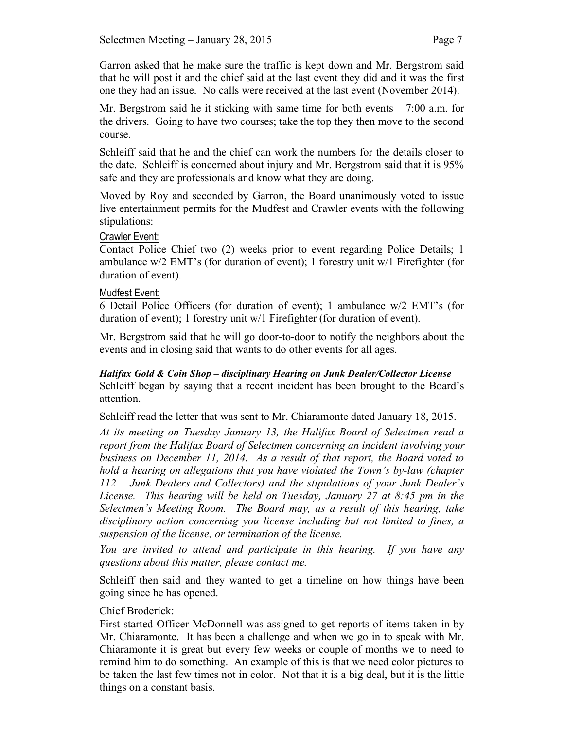Garron asked that he make sure the traffic is kept down and Mr. Bergstrom said that he will post it and the chief said at the last event they did and it was the first one they had an issue. No calls were received at the last event (November 2014).

Mr. Bergstrom said he it sticking with same time for both events – 7:00 a.m. for the drivers. Going to have two courses; take the top they then move to the second course.

Schleiff said that he and the chief can work the numbers for the details closer to the date. Schleiff is concerned about injury and Mr. Bergstrom said that it is 95% safe and they are professionals and know what they are doing.

Moved by Roy and seconded by Garron, the Board unanimously voted to issue live entertainment permits for the Mudfest and Crawler events with the following stipulations:

Crawler Event:

Contact Police Chief two (2) weeks prior to event regarding Police Details; 1 ambulance w/2 EMT's (for duration of event); 1 forestry unit w/1 Firefighter (for duration of event).

Mudfest Event:

6 Detail Police Officers (for duration of event); 1 ambulance w/2 EMT's (for duration of event); 1 forestry unit w/1 Firefighter (for duration of event).

Mr. Bergstrom said that he will go door-to-door to notify the neighbors about the events and in closing said that wants to do other events for all ages.

***Halifax Gold & Coin Shop – disciplinary Hearing on Junk Dealer/Collector License***

Schleiff began by saying that a recent incident has been brought to the Board's attention.

Schleiff read the letter that was sent to Mr. Chiaramonte dated January 18, 2015.

*At its meeting on Tuesday January 13, the Halifax Board of Selectmen read a report from the Halifax Board of Selectmen concerning an incident involving your business on December 11, 2014. As a result of that report, the Board voted to hold a hearing on allegations that you have violated the Town's by-law (chapter 112 – Junk Dealers and Collectors) and the stipulations of your Junk Dealer's License. This hearing will be held on Tuesday, January 27 at 8:45 pm in the Selectmen's Meeting Room. The Board may, as a result of this hearing, take disciplinary action concerning you license including but not limited to fines, a suspension of the license, or termination of the license.*

*You are invited to attend and participate in this hearing. If you have any questions about this matter, please contact me.*

Schleiff then said and they wanted to get a timeline on how things have been going since he has opened.

Chief Broderick:

First started Officer McDonnell was assigned to get reports of items taken in by Mr. Chiaramonte. It has been a challenge and when we go in to speak with Mr. Chiaramonte it is great but every few weeks or couple of months we to need to remind him to do something. An example of this is that we need color pictures to be taken the last few times not in color. Not that it is a big deal, but it is the little things on a constant basis.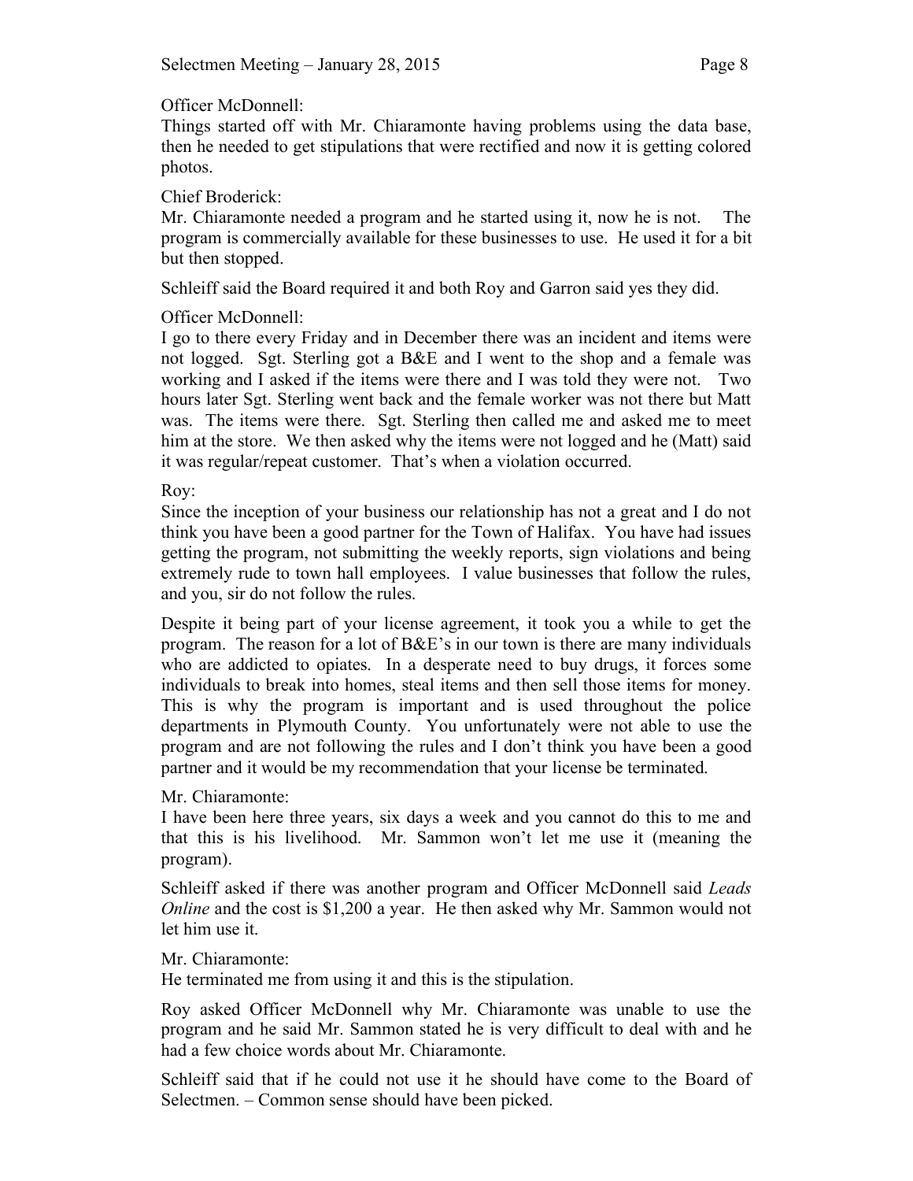Officer McDonnell:
Things started off with Mr. Chiaramonte having problems using the data base, then he needed to get stipulations that were rectified and now it is getting colored photos.

Chief Broderick:
Mr. Chiaramonte needed a program and he started using it, now he is not. The program is commercially available for these businesses to use. He used it for a bit but then stopped.

Schleiff said the Board required it and both Roy and Garron said yes they did.

Officer McDonnell:
I go to there every Friday and in December there was an incident and items were not logged. Sgt. Sterling got a B&E and I went to the shop and a female was working and I asked if the items were there and I was told they were not. Two hours later Sgt. Sterling went back and the female worker was not there but Matt was. The items were there. Sgt. Sterling then called me and asked me to meet him at the store. We then asked why the items were not logged and he (Matt) said it was regular/repeat customer. That's when a violation occurred.

Roy:
Since the inception of your business our relationship has not a great and I do not think you have been a good partner for the Town of Halifax. You have had issues getting the program, not submitting the weekly reports, sign violations and being extremely rude to town hall employees. I value businesses that follow the rules, and you, sir do not follow the rules.

Despite it being part of your license agreement, it took you a while to get the program. The reason for a lot of B&E's in our town is there are many individuals who are addicted to opiates. In a desperate need to buy drugs, it forces some individuals to break into homes, steal items and then sell those items for money. This is why the program is important and is used throughout the police departments in Plymouth County. You unfortunately were not able to use the program and are not following the rules and I don't think you have been a good partner and it would be my recommendation that your license be terminated.

Mr. Chiaramonte:
I have been here three years, six days a week and you cannot do this to me and that this is his livelihood. Mr. Sammon won't let me use it (meaning the program).

Schleiff asked if there was another program and Officer McDonnell said *Leads Online* and the cost is $1,200 a year. He then asked why Mr. Sammon would not let him use it.

Mr. Chiaramonte:
He terminated me from using it and this is the stipulation.

Roy asked Officer McDonnell why Mr. Chiaramonte was unable to use the program and he said Mr. Sammon stated he is very difficult to deal with and he had a few choice words about Mr. Chiaramonte.

Schleiff said that if he could not use it he should have come to the Board of Selectmen. – Common sense should have been picked.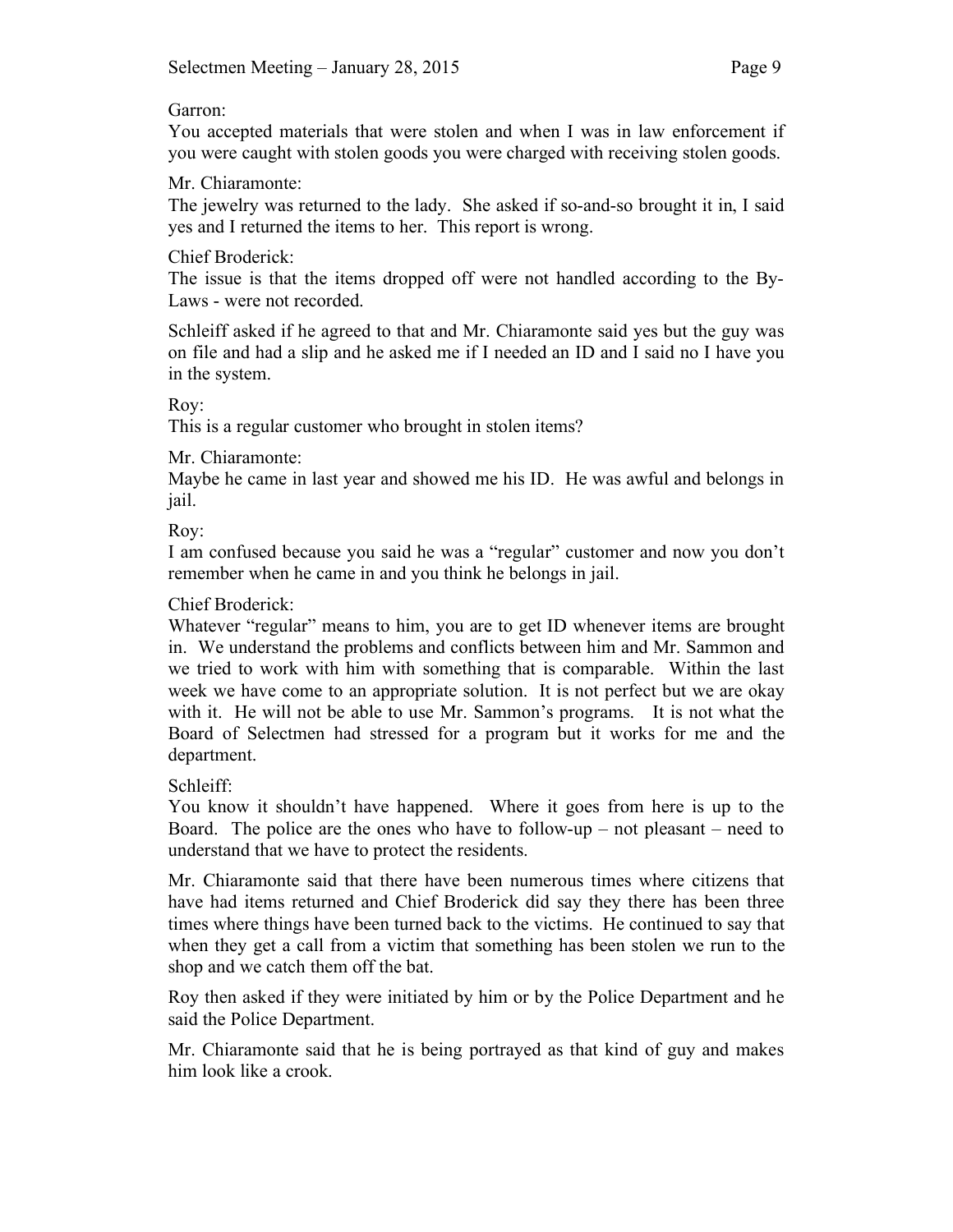Garron:

You accepted materials that were stolen and when I was in law enforcement if you were caught with stolen goods you were charged with receiving stolen goods.

Mr. Chiaramonte:

The jewelry was returned to the lady. She asked if so-and-so brought it in, I said yes and I returned the items to her. This report is wrong.

Chief Broderick:

The issue is that the items dropped off were not handled according to the By-Laws - were not recorded.

Schleiff asked if he agreed to that and Mr. Chiaramonte said yes but the guy was on file and had a slip and he asked me if I needed an ID and I said no I have you in the system.

Roy:

This is a regular customer who brought in stolen items?

Mr. Chiaramonte:

Maybe he came in last year and showed me his ID. He was awful and belongs in jail.

Roy:

I am confused because you said he was a "regular" customer and now you don't remember when he came in and you think he belongs in jail.

Chief Broderick:

Whatever "regular" means to him, you are to get ID whenever items are brought in. We understand the problems and conflicts between him and Mr. Sammon and we tried to work with him with something that is comparable. Within the last week we have come to an appropriate solution. It is not perfect but we are okay with it. He will not be able to use Mr. Sammon's programs. It is not what the Board of Selectmen had stressed for a program but it works for me and the department.

Schleiff:

You know it shouldn't have happened. Where it goes from here is up to the Board. The police are the ones who have to follow-up – not pleasant – need to understand that we have to protect the residents.

Mr. Chiaramonte said that there have been numerous times where citizens that have had items returned and Chief Broderick did say they there has been three times where things have been turned back to the victims. He continued to say that when they get a call from a victim that something has been stolen we run to the shop and we catch them off the bat.

Roy then asked if they were initiated by him or by the Police Department and he said the Police Department.

Mr. Chiaramonte said that he is being portrayed as that kind of guy and makes him look like a crook.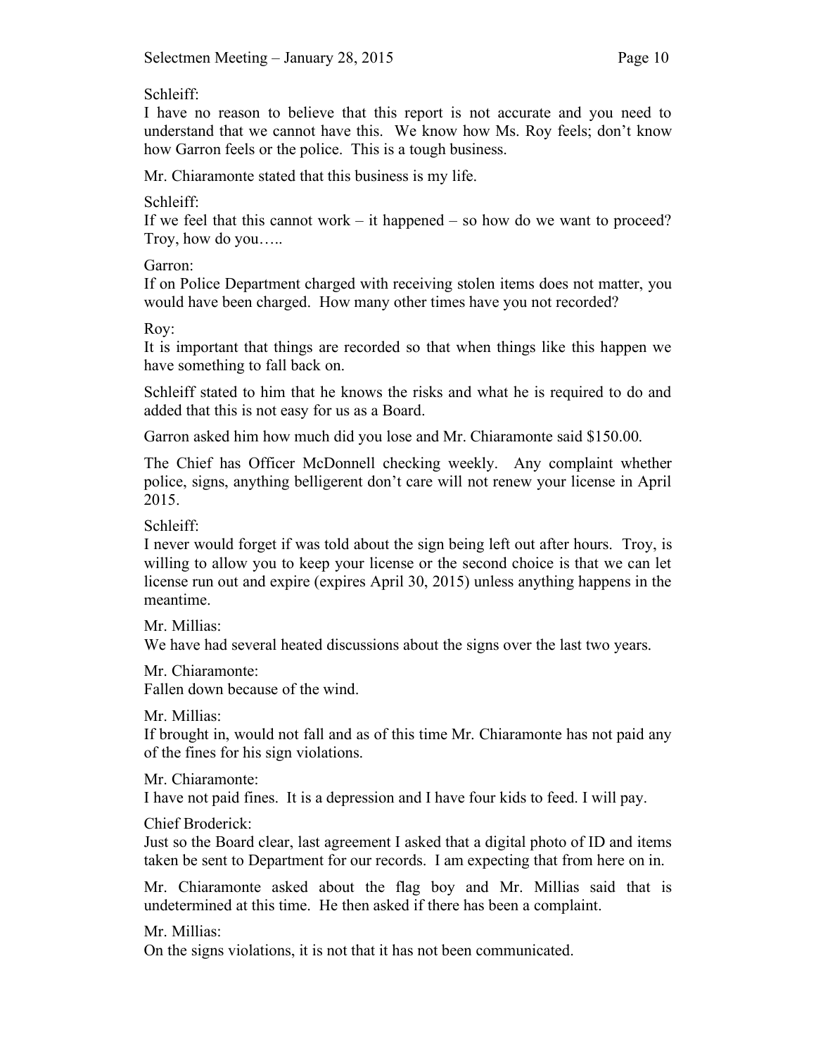Schleiff:

I have no reason to believe that this report is not accurate and you need to understand that we cannot have this. We know how Ms. Roy feels; don't know how Garron feels or the police. This is a tough business.

Mr. Chiaramonte stated that this business is my life.

Schleiff:

If we feel that this cannot work – it happened – so how do we want to proceed? Troy, how do you…..

Garron:

If on Police Department charged with receiving stolen items does not matter, you would have been charged. How many other times have you not recorded?

Roy:

It is important that things are recorded so that when things like this happen we have something to fall back on.

Schleiff stated to him that he knows the risks and what he is required to do and added that this is not easy for us as a Board.

Garron asked him how much did you lose and Mr. Chiaramonte said $150.00.

The Chief has Officer McDonnell checking weekly. Any complaint whether police, signs, anything belligerent don't care will not renew your license in April 2015.

Schleiff:

I never would forget if was told about the sign being left out after hours. Troy, is willing to allow you to keep your license or the second choice is that we can let license run out and expire (expires April 30, 2015) unless anything happens in the meantime.

Mr. Millias:

We have had several heated discussions about the signs over the last two years.

Mr. Chiaramonte:

Fallen down because of the wind.

Mr. Millias:

If brought in, would not fall and as of this time Mr. Chiaramonte has not paid any of the fines for his sign violations.

Mr. Chiaramonte:

I have not paid fines. It is a depression and I have four kids to feed. I will pay.

Chief Broderick:

Just so the Board clear, last agreement I asked that a digital photo of ID and items taken be sent to Department for our records. I am expecting that from here on in.

Mr. Chiaramonte asked about the flag boy and Mr. Millias said that is undetermined at this time. He then asked if there has been a complaint.

Mr. Millias:

On the signs violations, it is not that it has not been communicated.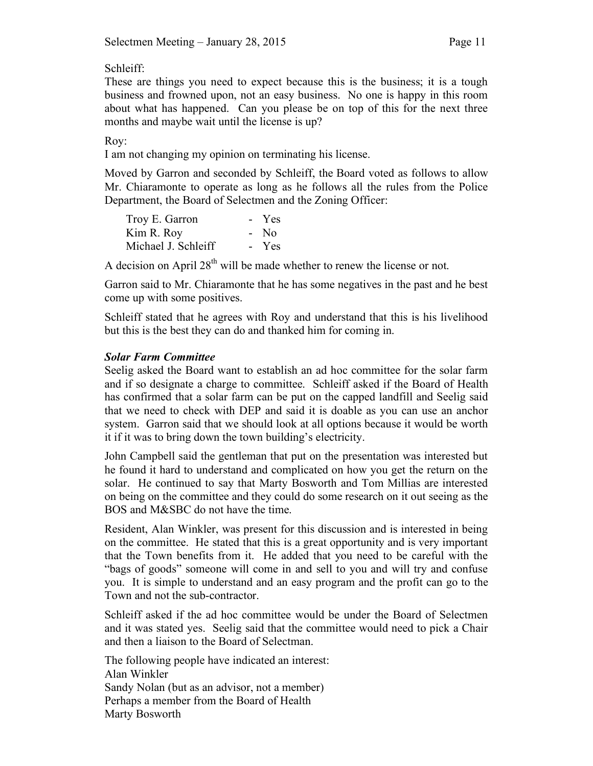Schleiff:

These are things you need to expect because this is the business; it is a tough business and frowned upon, not an easy business. No one is happy in this room about what has happened. Can you please be on top of this for the next three months and maybe wait until the license is up?

Roy:

I am not changing my opinion on terminating his license.

Moved by Garron and seconded by Schleiff, the Board voted as follows to allow Mr. Chiaramonte to operate as long as he follows all the rules from the Police Department, the Board of Selectmen and the Zoning Officer:

| | |
|---|---|
| Troy E. Garron | - Yes |
| Kim R. Roy | - No |
| Michael J. Schleiff | - Yes |

A decision on April 28th will be made whether to renew the license or not.

Garron said to Mr. Chiaramonte that he has some negatives in the past and he best come up with some positives.

Schleiff stated that he agrees with Roy and understand that this is his livelihood but this is the best they can do and thanked him for coming in.

***Solar Farm Committee***

Seelig asked the Board want to establish an ad hoc committee for the solar farm and if so designate a charge to committee. Schleiff asked if the Board of Health has confirmed that a solar farm can be put on the capped landfill and Seelig said that we need to check with DEP and said it is doable as you can use an anchor system. Garron said that we should look at all options because it would be worth it if it was to bring down the town building's electricity.

John Campbell said the gentleman that put on the presentation was interested but he found it hard to understand and complicated on how you get the return on the solar. He continued to say that Marty Bosworth and Tom Millias are interested on being on the committee and they could do some research on it out seeing as the BOS and M&SBC do not have the time.

Resident, Alan Winkler, was present for this discussion and is interested in being on the committee. He stated that this is a great opportunity and is very important that the Town benefits from it. He added that you need to be careful with the "bags of goods" someone will come in and sell to you and will try and confuse you. It is simple to understand and an easy program and the profit can go to the Town and not the sub-contractor.

Schleiff asked if the ad hoc committee would be under the Board of Selectmen and it was stated yes. Seelig said that the committee would need to pick a Chair and then a liaison to the Board of Selectman.

The following people have indicated an interest:
Alan Winkler
Sandy Nolan (but as an advisor, not a member)
Perhaps a member from the Board of Health
Marty Bosworth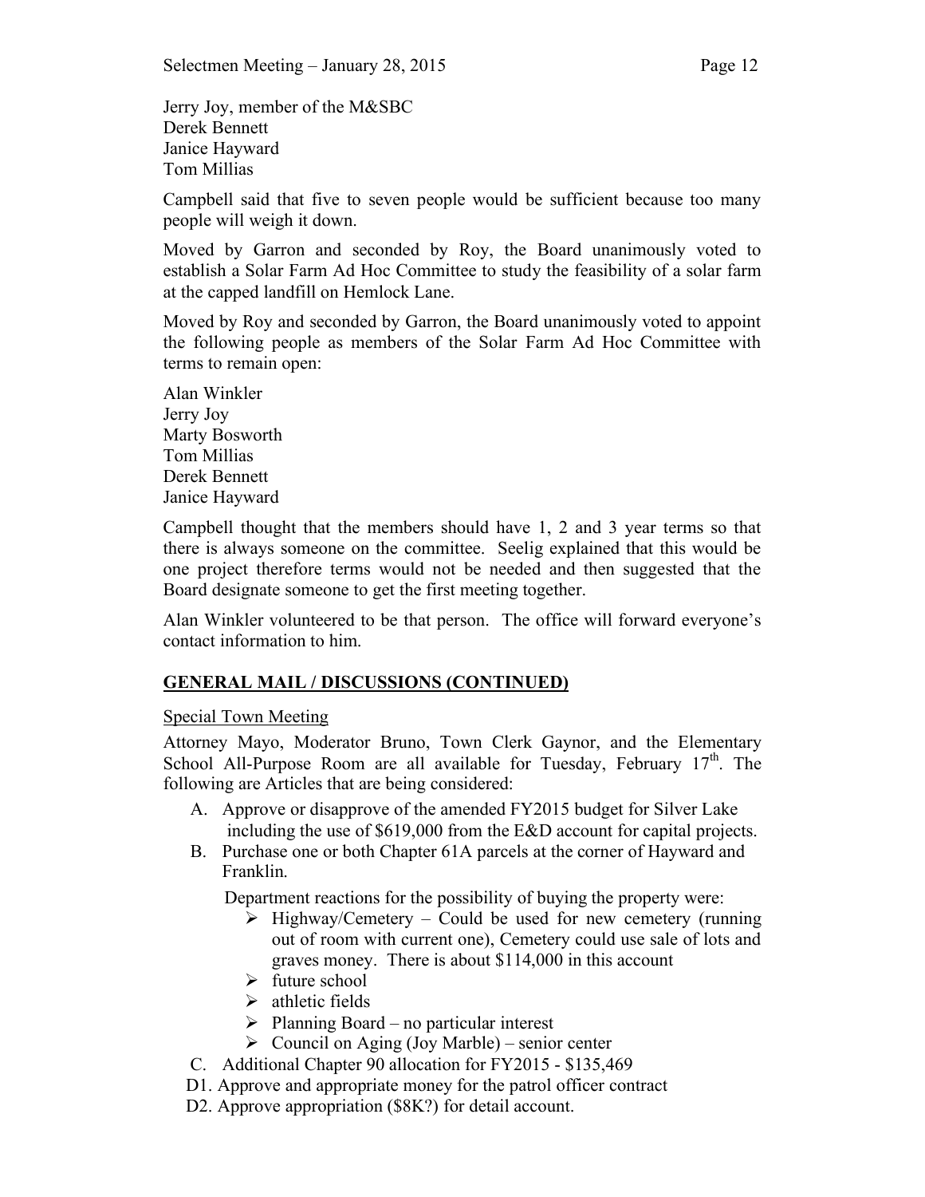Jerry Joy, member of the M&SBC
Derek Bennett
Janice Hayward
Tom Millias

Campbell said that five to seven people would be sufficient because too many people will weigh it down.

Moved by Garron and seconded by Roy, the Board unanimously voted to establish a Solar Farm Ad Hoc Committee to study the feasibility of a solar farm at the capped landfill on Hemlock Lane.

Moved by Roy and seconded by Garron, the Board unanimously voted to appoint the following people as members of the Solar Farm Ad Hoc Committee with terms to remain open:

Alan Winkler
Jerry Joy
Marty Bosworth
Tom Millias
Derek Bennett
Janice Hayward

Campbell thought that the members should have 1, 2 and 3 year terms so that there is always someone on the committee. Seelig explained that this would be one project therefore terms would not be needed and then suggested that the Board designate someone to get the first meeting together.

Alan Winkler volunteered to be that person. The office will forward everyone's contact information to him.

**GENERAL MAIL / DISCUSSIONS (CONTINUED)**

Special Town Meeting

Attorney Mayo, Moderator Bruno, Town Clerk Gaynor, and the Elementary School All-Purpose Room are all available for Tuesday, February 17th. The following are Articles that are being considered:

A. Approve or disapprove of the amended FY2015 budget for Silver Lake including the use of $619,000 from the E&D account for capital projects.
B. Purchase one or both Chapter 61A parcels at the corner of Hayward and Franklin.

   Department reactions for the possibility of buying the property were:
   - Highway/Cemetery – Could be used for new cemetery (running out of room with current one), Cemetery could use sale of lots and graves money. There is about $114,000 in this account
   - future school
   - athletic fields
   - Planning Board – no particular interest
   - Council on Aging (Joy Marble) – senior center

C. Additional Chapter 90 allocation for FY2015 - $135,469
D1. Approve and appropriate money for the patrol officer contract
D2. Approve appropriation ($8K?) for detail account.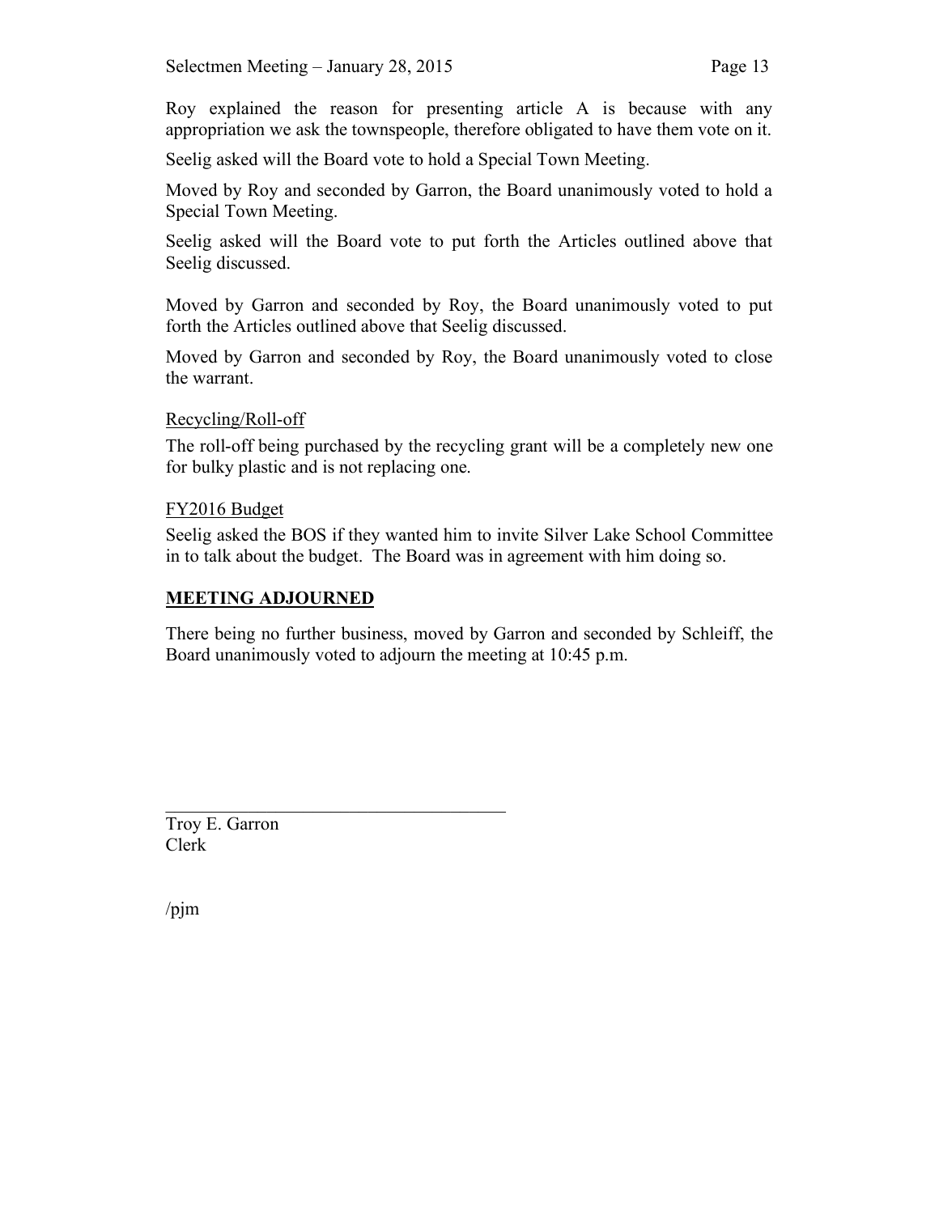Roy explained the reason for presenting article A is because with any appropriation we ask the townspeople, therefore obligated to have them vote on it.

Seelig asked will the Board vote to hold a Special Town Meeting.

Moved by Roy and seconded by Garron, the Board unanimously voted to hold a Special Town Meeting.

Seelig asked will the Board vote to put forth the Articles outlined above that Seelig discussed.

Moved by Garron and seconded by Roy, the Board unanimously voted to put forth the Articles outlined above that Seelig discussed.

Moved by Garron and seconded by Roy, the Board unanimously voted to close the warrant.

Recycling/Roll-off

The roll-off being purchased by the recycling grant will be a completely new one for bulky plastic and is not replacing one.

FY2016 Budget

Seelig asked the BOS if they wanted him to invite Silver Lake School Committee in to talk about the budget. The Board was in agreement with him doing so.

**MEETING ADJOURNED**

There being no further business, moved by Garron and seconded by Schleiff, the Board unanimously voted to adjourn the meeting at 10:45 p.m.

\_\_\_\_\_\_\_\_\_\_\_\_\_\_\_\_\_\_\_\_\_\_\_\_\_\_\_\_\_\_\_\_\_\_\_\_\_\_

Troy E. Garron
Clerk

/pjm